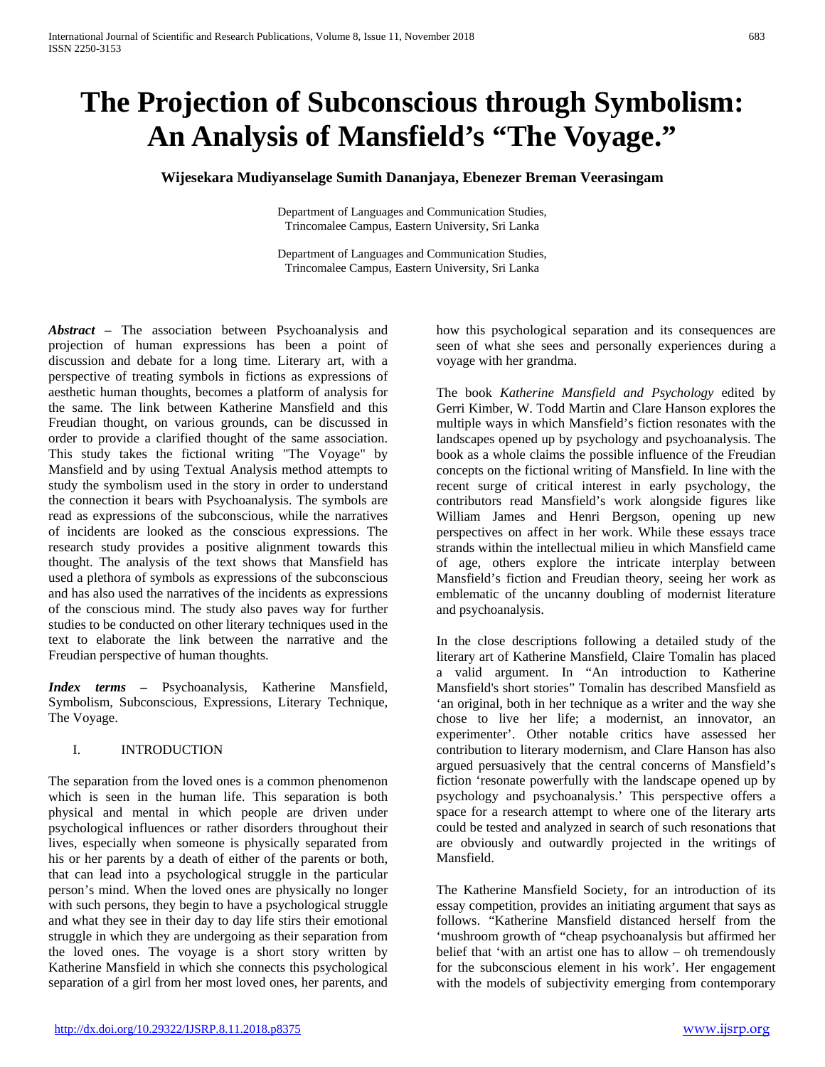# The Projection of Subconscious through Symbolism: An Analysis of Mansfield's "The Voyage."

**Wijesekara Mudiyanselage Sumith Dananjaya, Ebenezer Breman Veerasingam**

Department of Languages and Communication Studies,
Trincomalee Campus, Eastern University, Sri Lanka

Department of Languages and Communication Studies,
Trincomalee Campus, Eastern University, Sri Lanka

***Abstract –*** The association between Psychoanalysis and projection of human expressions has been a point of discussion and debate for a long time. Literary art, with a perspective of treating symbols in fictions as expressions of aesthetic human thoughts, becomes a platform of analysis for the same. The link between Katherine Mansfield and this Freudian thought, on various grounds, can be discussed in order to provide a clarified thought of the same association. This study takes the fictional writing "The Voyage" by Mansfield and by using Textual Analysis method attempts to study the symbolism used in the story in order to understand the connection it bears with Psychoanalysis. The symbols are read as expressions of the subconscious, while the narratives of incidents are looked as the conscious expressions. The research study provides a positive alignment towards this thought. The analysis of the text shows that Mansfield has used a plethora of symbols as expressions of the subconscious and has also used the narratives of the incidents as expressions of the conscious mind. The study also paves way for further studies to be conducted on other literary techniques used in the text to elaborate the link between the narrative and the Freudian perspective of human thoughts.

***Index terms –*** Psychoanalysis, Katherine Mansfield, Symbolism, Subconscious, Expressions, Literary Technique, The Voyage.

## I. INTRODUCTION

The separation from the loved ones is a common phenomenon which is seen in the human life. This separation is both physical and mental in which people are driven under psychological influences or rather disorders throughout their lives, especially when someone is physically separated from his or her parents by a death of either of the parents or both, that can lead into a psychological struggle in the particular person's mind. When the loved ones are physically no longer with such persons, they begin to have a psychological struggle and what they see in their day to day life stirs their emotional struggle in which they are undergoing as their separation from the loved ones. The voyage is a short story written by Katherine Mansfield in which she connects this psychological separation of a girl from her most loved ones, her parents, and how this psychological separation and its consequences are seen of what she sees and personally experiences during a voyage with her grandma.

The book *Katherine Mansfield and Psychology* edited by Gerri Kimber, W. Todd Martin and Clare Hanson explores the multiple ways in which Mansfield's fiction resonates with the landscapes opened up by psychology and psychoanalysis. The book as a whole claims the possible influence of the Freudian concepts on the fictional writing of Mansfield. In line with the recent surge of critical interest in early psychology, the contributors read Mansfield's work alongside figures like William James and Henri Bergson, opening up new perspectives on affect in her work. While these essays trace strands within the intellectual milieu in which Mansfield came of age, others explore the intricate interplay between Mansfield's fiction and Freudian theory, seeing her work as emblematic of the uncanny doubling of modernist literature and psychoanalysis.

In the close descriptions following a detailed study of the literary art of Katherine Mansfield, Claire Tomalin has placed a valid argument. In "An introduction to Katherine Mansfield's short stories" Tomalin has described Mansfield as 'an original, both in her technique as a writer and the way she chose to live her life; a modernist, an innovator, an experimenter'. Other notable critics have assessed her contribution to literary modernism, and Clare Hanson has also argued persuasively that the central concerns of Mansfield's fiction 'resonate powerfully with the landscape opened up by psychology and psychoanalysis.' This perspective offers a space for a research attempt to where one of the literary arts could be tested and analyzed in search of such resonations that are obviously and outwardly projected in the writings of Mansfield.

The Katherine Mansfield Society, for an introduction of its essay competition, provides an initiating argument that says as follows. "Katherine Mansfield distanced herself from the 'mushroom growth of "cheap psychoanalysis but affirmed her belief that 'with an artist one has to allow – oh tremendously for the subconscious element in his work'. Her engagement with the models of subjectivity emerging from contemporary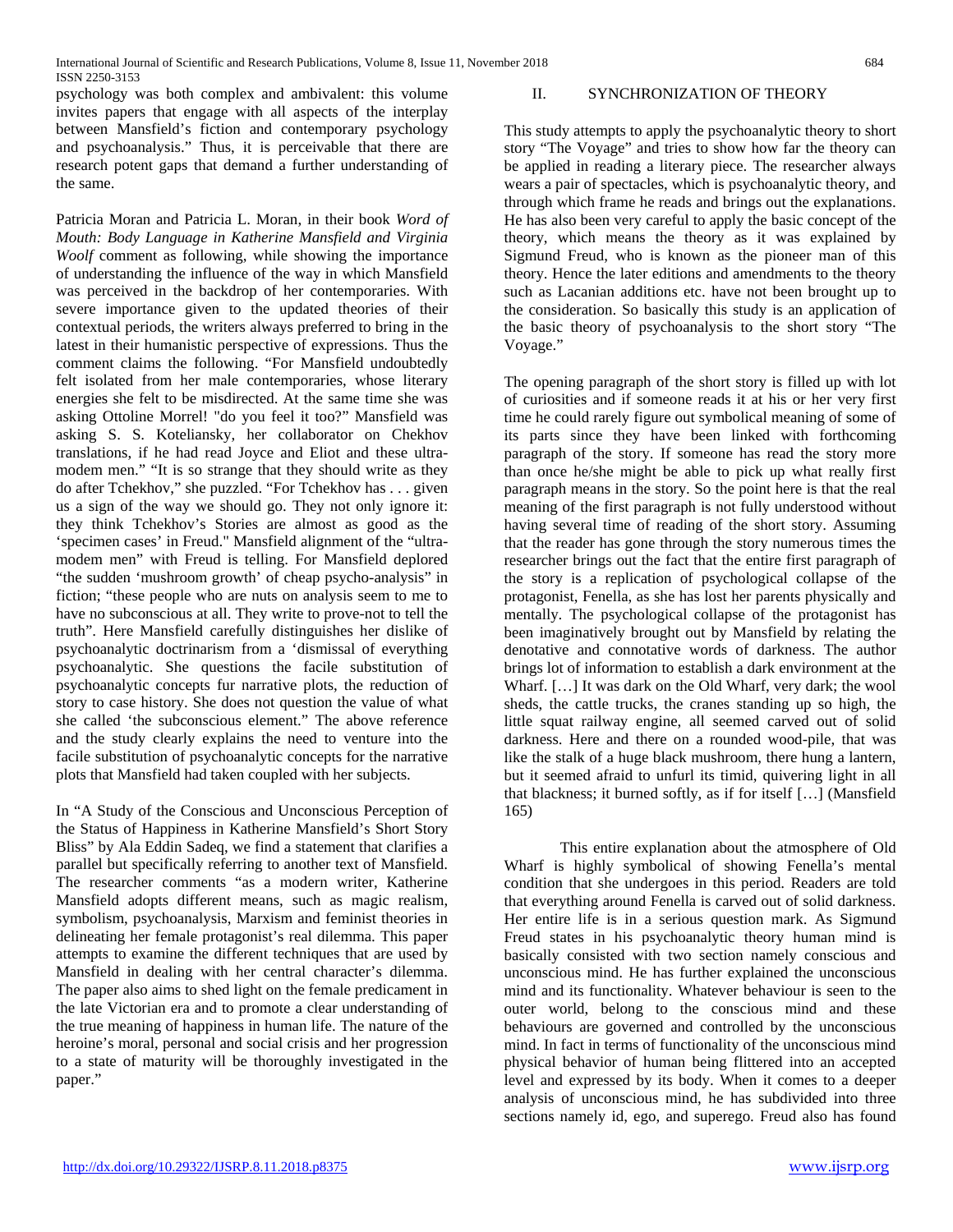psychology was both complex and ambivalent: this volume invites papers that engage with all aspects of the interplay between Mansfield's fiction and contemporary psychology and psychoanalysis." Thus, it is perceivable that there are research potent gaps that demand a further understanding of the same.

Patricia Moran and Patricia L. Moran, in their book *Word of Mouth: Body Language in Katherine Mansfield and Virginia Woolf* comment as following, while showing the importance of understanding the influence of the way in which Mansfield was perceived in the backdrop of her contemporaries. With severe importance given to the updated theories of their contextual periods, the writers always preferred to bring in the latest in their humanistic perspective of expressions. Thus the comment claims the following. "For Mansfield undoubtedly felt isolated from her male contemporaries, whose literary energies she felt to be misdirected. At the same time she was asking Ottoline Morrel! "do you feel it too?" Mansfield was asking S. S. Koteliansky, her collaborator on Chekhov translations, if he had read Joyce and Eliot and these ultra-modem men." "It is so strange that they should write as they do after Tchekhov," she puzzled. "For Tchekhov has . . . given us a sign of the way we should go. They not only ignore it: they think Tchekhov's Stories are almost as good as the 'specimen cases' in Freud." Mansfield alignment of the "ultra-modem men" with Freud is telling. For Mansfield deplored "the sudden 'mushroom growth' of cheap psycho-analysis" in fiction; "these people who are nuts on analysis seem to me to have no subconscious at all. They write to prove-not to tell the truth". Here Mansfield carefully distinguishes her dislike of psychoanalytic doctrinarism from a 'dismissal of everything psychoanalytic. She questions the facile substitution of psychoanalytic concepts fur narrative plots, the reduction of story to case history. She does not question the value of what she called 'the subconscious element." The above reference and the study clearly explains the need to venture into the facile substitution of psychoanalytic concepts for the narrative plots that Mansfield had taken coupled with her subjects.

In "A Study of the Conscious and Unconscious Perception of the Status of Happiness in Katherine Mansfield's Short Story Bliss" by Ala Eddin Sadeq, we find a statement that clarifies a parallel but specifically referring to another text of Mansfield. The researcher comments "as a modern writer, Katherine Mansfield adopts different means, such as magic realism, symbolism, psychoanalysis, Marxism and feminist theories in delineating her female protagonist's real dilemma. This paper attempts to examine the different techniques that are used by Mansfield in dealing with her central character's dilemma. The paper also aims to shed light on the female predicament in the late Victorian era and to promote a clear understanding of the true meaning of happiness in human life. The nature of the heroine's moral, personal and social crisis and her progression to a state of maturity will be thoroughly investigated in the paper."

## II. SYNCHRONIZATION OF THEORY

This study attempts to apply the psychoanalytic theory to short story "The Voyage" and tries to show how far the theory can be applied in reading a literary piece. The researcher always wears a pair of spectacles, which is psychoanalytic theory, and through which frame he reads and brings out the explanations. He has also been very careful to apply the basic concept of the theory, which means the theory as it was explained by Sigmund Freud, who is known as the pioneer man of this theory. Hence the later editions and amendments to the theory such as Lacanian additions etc. have not been brought up to the consideration. So basically this study is an application of the basic theory of psychoanalysis to the short story "The Voyage."

The opening paragraph of the short story is filled up with lot of curiosities and if someone reads it at his or her very first time he could rarely figure out symbolical meaning of some of its parts since they have been linked with forthcoming paragraph of the story. If someone has read the story more than once he/she might be able to pick up what really first paragraph means in the story. So the point here is that the real meaning of the first paragraph is not fully understood without having several time of reading of the short story. Assuming that the reader has gone through the story numerous times the researcher brings out the fact that the entire first paragraph of the story is a replication of psychological collapse of the protagonist, Fenella, as she has lost her parents physically and mentally. The psychological collapse of the protagonist has been imaginatively brought out by Mansfield by relating the denotative and connotative words of darkness. The author brings lot of information to establish a dark environment at the Wharf. […] It was dark on the Old Wharf, very dark; the wool sheds, the cattle trucks, the cranes standing up so high, the little squat railway engine, all seemed carved out of solid darkness. Here and there on a rounded wood-pile, that was like the stalk of a huge black mushroom, there hung a lantern, but it seemed afraid to unfurl its timid, quivering light in all that blackness; it burned softly, as if for itself […] (Mansfield 165)

This entire explanation about the atmosphere of Old Wharf is highly symbolical of showing Fenella's mental condition that she undergoes in this period. Readers are told that everything around Fenella is carved out of solid darkness. Her entire life is in a serious question mark. As Sigmund Freud states in his psychoanalytic theory human mind is basically consisted with two section namely conscious and unconscious mind. He has further explained the unconscious mind and its functionality. Whatever behaviour is seen to the outer world, belong to the conscious mind and these behaviours are governed and controlled by the unconscious mind. In fact in terms of functionality of the unconscious mind physical behavior of human being flittered into an accepted level and expressed by its body. When it comes to a deeper analysis of unconscious mind, he has subdivided into three sections namely id, ego, and superego. Freud also has found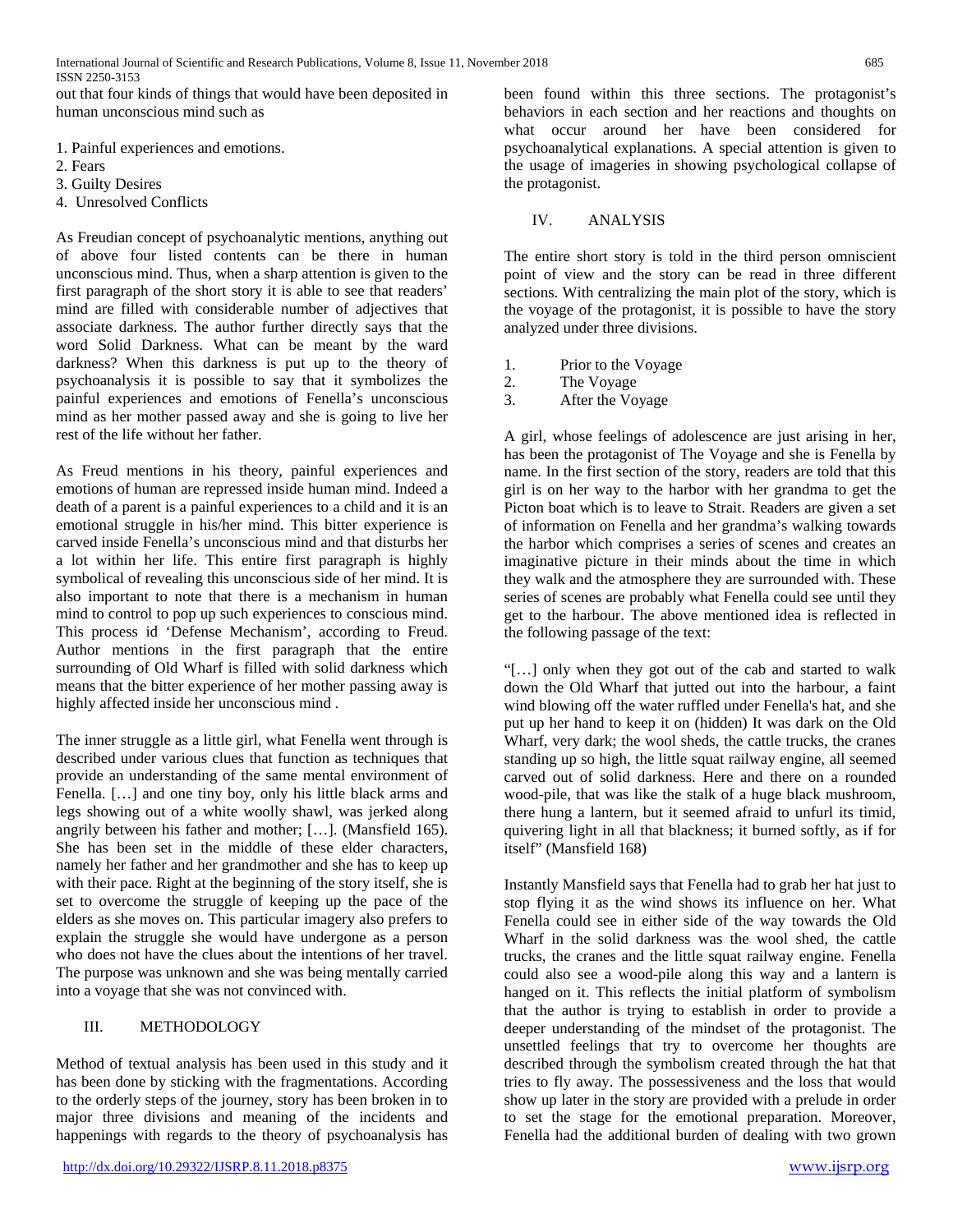out that four kinds of things that would have been deposited in human unconscious mind such as

1. Painful experiences and emotions.
2. Fears
3. Guilty Desires
4. Unresolved Conflicts

As Freudian concept of psychoanalytic mentions, anything out of above four listed contents can be there in human unconscious mind. Thus, when a sharp attention is given to the first paragraph of the short story it is able to see that readers' mind are filled with considerable number of adjectives that associate darkness. The author further directly says that the word Solid Darkness. What can be meant by the ward darkness? When this darkness is put up to the theory of psychoanalysis it is possible to say that it symbolizes the painful experiences and emotions of Fenella's unconscious mind as her mother passed away and she is going to live her rest of the life without her father.

As Freud mentions in his theory, painful experiences and emotions of human are repressed inside human mind. Indeed a death of a parent is a painful experiences to a child and it is an emotional struggle in his/her mind. This bitter experience is carved inside Fenella's unconscious mind and that disturbs her a lot within her life. This entire first paragraph is highly symbolical of revealing this unconscious side of her mind. It is also important to note that there is a mechanism in human mind to control to pop up such experiences to conscious mind. This process id 'Defense Mechanism', according to Freud. Author mentions in the first paragraph that the entire surrounding of Old Wharf is filled with solid darkness which means that the bitter experience of her mother passing away is highly affected inside her unconscious mind .

The inner struggle as a little girl, what Fenella went through is described under various clues that function as techniques that provide an understanding of the same mental environment of Fenella. […] and one tiny boy, only his little black arms and legs showing out of a white woolly shawl, was jerked along angrily between his father and mother; […]. (Mansfield 165). She has been set in the middle of these elder characters, namely her father and her grandmother and she has to keep up with their pace. Right at the beginning of the story itself, she is set to overcome the struggle of keeping up the pace of the elders as she moves on. This particular imagery also prefers to explain the struggle she would have undergone as a person who does not have the clues about the intentions of her travel. The purpose was unknown and she was being mentally carried into a voyage that she was not convinced with.

## III. METHODOLOGY

Method of textual analysis has been used in this study and it has been done by sticking with the fragmentations. According to the orderly steps of the journey, story has been broken in to major three divisions and meaning of the incidents and happenings with regards to the theory of psychoanalysis has been found within this three sections. The protagonist's behaviors in each section and her reactions and thoughts on what occur around her have been considered for psychoanalytical explanations. A special attention is given to the usage of imageries in showing psychological collapse of the protagonist.

## IV. ANALYSIS

The entire short story is told in the third person omniscient point of view and the story can be read in three different sections. With centralizing the main plot of the story, which is the voyage of the protagonist, it is possible to have the story analyzed under three divisions.

1. Prior to the Voyage
2. The Voyage
3. After the Voyage

A girl, whose feelings of adolescence are just arising in her, has been the protagonist of The Voyage and she is Fenella by name. In the first section of the story, readers are told that this girl is on her way to the harbor with her grandma to get the Picton boat which is to leave to Strait. Readers are given a set of information on Fenella and her grandma's walking towards the harbor which comprises a series of scenes and creates an imaginative picture in their minds about the time in which they walk and the atmosphere they are surrounded with. These series of scenes are probably what Fenella could see until they get to the harbour. The above mentioned idea is reflected in the following passage of the text:

"[…] only when they got out of the cab and started to walk down the Old Wharf that jutted out into the harbour, a faint wind blowing off the water ruffled under Fenella's hat, and she put up her hand to keep it on (hidden) It was dark on the Old Wharf, very dark; the wool sheds, the cattle trucks, the cranes standing up so high, the little squat railway engine, all seemed carved out of solid darkness. Here and there on a rounded wood-pile, that was like the stalk of a huge black mushroom, there hung a lantern, but it seemed afraid to unfurl its timid, quivering light in all that blackness; it burned softly, as if for itself" (Mansfield 168)

Instantly Mansfield says that Fenella had to grab her hat just to stop flying it as the wind shows its influence on her. What Fenella could see in either side of the way towards the Old Wharf in the solid darkness was the wool shed, the cattle trucks, the cranes and the little squat railway engine. Fenella could also see a wood-pile along this way and a lantern is hanged on it. This reflects the initial platform of symbolism that the author is trying to establish in order to provide a deeper understanding of the mindset of the protagonist. The unsettled feelings that try to overcome her thoughts are described through the symbolism created through the hat that tries to fly away. The possessiveness and the loss that would show up later in the story are provided with a prelude in order to set the stage for the emotional preparation. Moreover, Fenella had the additional burden of dealing with two grown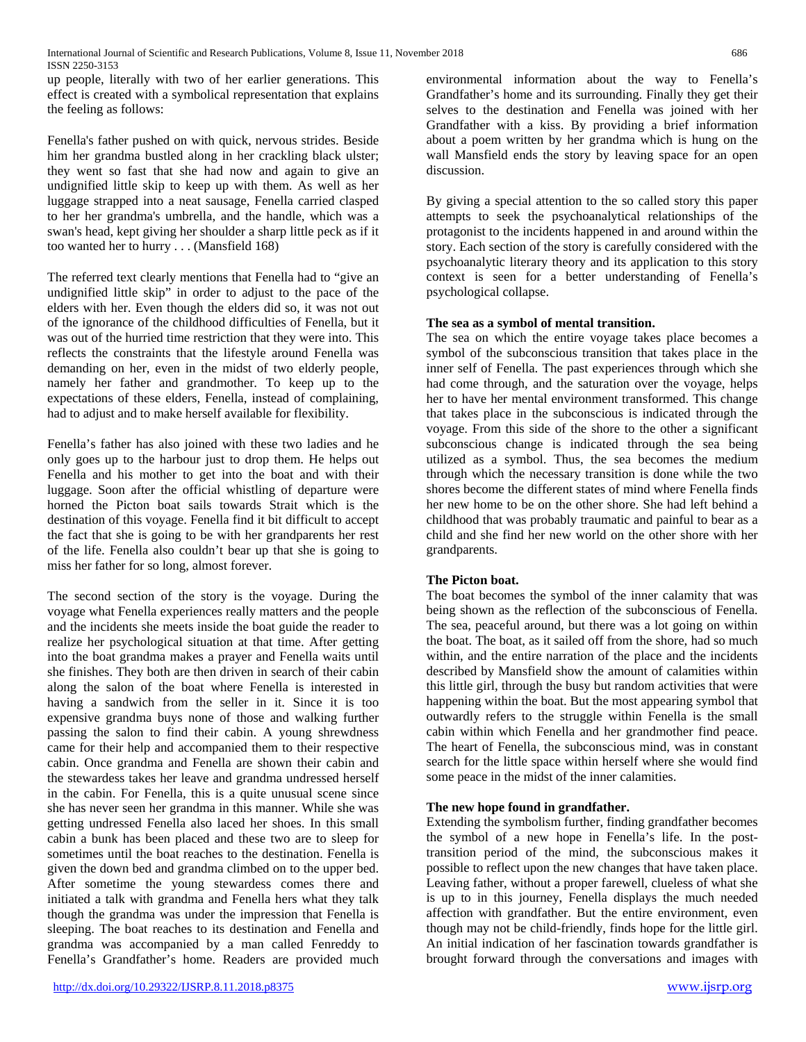up people, literally with two of her earlier generations. This effect is created with a symbolical representation that explains the feeling as follows:

Fenella's father pushed on with quick, nervous strides. Beside him her grandma bustled along in her crackling black ulster; they went so fast that she had now and again to give an undignified little skip to keep up with them. As well as her luggage strapped into a neat sausage, Fenella carried clasped to her her grandma's umbrella, and the handle, which was a swan's head, kept giving her shoulder a sharp little peck as if it too wanted her to hurry . . . (Mansfield 168)

The referred text clearly mentions that Fenella had to "give an undignified little skip" in order to adjust to the pace of the elders with her. Even though the elders did so, it was not out of the ignorance of the childhood difficulties of Fenella, but it was out of the hurried time restriction that they were into. This reflects the constraints that the lifestyle around Fenella was demanding on her, even in the midst of two elderly people, namely her father and grandmother. To keep up to the expectations of these elders, Fenella, instead of complaining, had to adjust and to make herself available for flexibility.

Fenella's father has also joined with these two ladies and he only goes up to the harbour just to drop them. He helps out Fenella and his mother to get into the boat and with their luggage. Soon after the official whistling of departure were horned the Picton boat sails towards Strait which is the destination of this voyage. Fenella find it bit difficult to accept the fact that she is going to be with her grandparents her rest of the life. Fenella also couldn't bear up that she is going to miss her father for so long, almost forever.

The second section of the story is the voyage. During the voyage what Fenella experiences really matters and the people and the incidents she meets inside the boat guide the reader to realize her psychological situation at that time. After getting into the boat grandma makes a prayer and Fenella waits until she finishes. They both are then driven in search of their cabin along the salon of the boat where Fenella is interested in having a sandwich from the seller in it. Since it is too expensive grandma buys none of those and walking further passing the salon to find their cabin. A young shrewdness came for their help and accompanied them to their respective cabin. Once grandma and Fenella are shown their cabin and the stewardess takes her leave and grandma undressed herself in the cabin. For Fenella, this is a quite unusual scene since she has never seen her grandma in this manner. While she was getting undressed Fenella also laced her shoes. In this small cabin a bunk has been placed and these two are to sleep for sometimes until the boat reaches to the destination. Fenella is given the down bed and grandma climbed on to the upper bed. After sometime the young stewardess comes there and initiated a talk with grandma and Fenella hers what they talk though the grandma was under the impression that Fenella is sleeping. The boat reaches to its destination and Fenella and grandma was accompanied by a man called Fenreddy to Fenella's Grandfather's home. Readers are provided much environmental information about the way to Fenella's Grandfather's home and its surrounding. Finally they get their selves to the destination and Fenella was joined with her Grandfather with a kiss. By providing a brief information about a poem written by her grandma which is hung on the wall Mansfield ends the story by leaving space for an open discussion.

By giving a special attention to the so called story this paper attempts to seek the psychoanalytical relationships of the protagonist to the incidents happened in and around within the story. Each section of the story is carefully considered with the psychoanalytic literary theory and its application to this story context is seen for a better understanding of Fenella's psychological collapse.

**The sea as a symbol of mental transition.**

The sea on which the entire voyage takes place becomes a symbol of the subconscious transition that takes place in the inner self of Fenella. The past experiences through which she had come through, and the saturation over the voyage, helps her to have her mental environment transformed. This change that takes place in the subconscious is indicated through the voyage. From this side of the shore to the other a significant subconscious change is indicated through the sea being utilized as a symbol. Thus, the sea becomes the medium through which the necessary transition is done while the two shores become the different states of mind where Fenella finds her new home to be on the other shore. She had left behind a childhood that was probably traumatic and painful to bear as a child and she find her new world on the other shore with her grandparents.

**The Picton boat.**

The boat becomes the symbol of the inner calamity that was being shown as the reflection of the subconscious of Fenella. The sea, peaceful around, but there was a lot going on within the boat. The boat, as it sailed off from the shore, had so much within, and the entire narration of the place and the incidents described by Mansfield show the amount of calamities within this little girl, through the busy but random activities that were happening within the boat. But the most appearing symbol that outwardly refers to the struggle within Fenella is the small cabin within which Fenella and her grandmother find peace. The heart of Fenella, the subconscious mind, was in constant search for the little space within herself where she would find some peace in the midst of the inner calamities.

**The new hope found in grandfather.**

Extending the symbolism further, finding grandfather becomes the symbol of a new hope in Fenella's life. In the post-transition period of the mind, the subconscious makes it possible to reflect upon the new changes that have taken place. Leaving father, without a proper farewell, clueless of what she is up to in this journey, Fenella displays the much needed affection with grandfather. But the entire environment, even though may not be child-friendly, finds hope for the little girl. An initial indication of her fascination towards grandfather is brought forward through the conversations and images with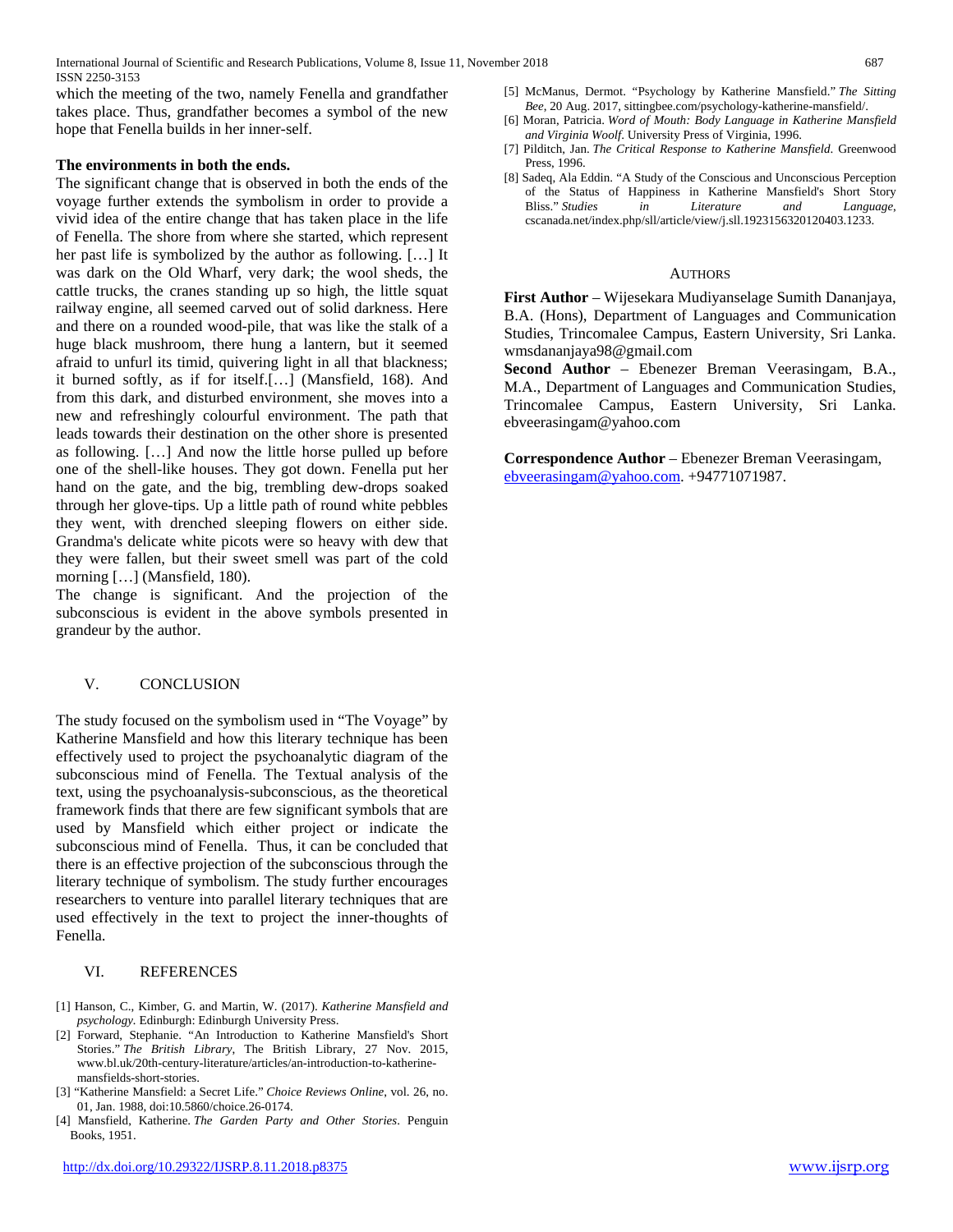which the meeting of the two, namely Fenella and grandfather takes place. Thus, grandfather becomes a symbol of the new hope that Fenella builds in her inner-self.

**The environments in both the ends.**

The significant change that is observed in both the ends of the voyage further extends the symbolism in order to provide a vivid idea of the entire change that has taken place in the life of Fenella. The shore from where she started, which represent her past life is symbolized by the author as following. […] It was dark on the Old Wharf, very dark; the wool sheds, the cattle trucks, the cranes standing up so high, the little squat railway engine, all seemed carved out of solid darkness. Here and there on a rounded wood-pile, that was like the stalk of a huge black mushroom, there hung a lantern, but it seemed afraid to unfurl its timid, quivering light in all that blackness; it burned softly, as if for itself.[…] (Mansfield, 168). And from this dark, and disturbed environment, she moves into a new and refreshingly colourful environment. The path that leads towards their destination on the other shore is presented as following. […] And now the little horse pulled up before one of the shell-like houses. They got down. Fenella put her hand on the gate, and the big, trembling dew-drops soaked through her glove-tips. Up a little path of round white pebbles they went, with drenched sleeping flowers on either side. Grandma's delicate white picots were so heavy with dew that they were fallen, but their sweet smell was part of the cold morning […] (Mansfield, 180).

The change is significant. And the projection of the subconscious is evident in the above symbols presented in grandeur by the author.

## V. CONCLUSION

The study focused on the symbolism used in "The Voyage" by Katherine Mansfield and how this literary technique has been effectively used to project the psychoanalytic diagram of the subconscious mind of Fenella. The Textual analysis of the text, using the psychoanalysis-subconscious, as the theoretical framework finds that there are few significant symbols that are used by Mansfield which either project or indicate the subconscious mind of Fenella. Thus, it can be concluded that there is an effective projection of the subconscious through the literary technique of symbolism. The study further encourages researchers to venture into parallel literary techniques that are used effectively in the text to project the inner-thoughts of Fenella.

## VI. REFERENCES

[1] Hanson, C., Kimber, G. and Martin, W. (2017). *Katherine Mansfield and psychology*. Edinburgh: Edinburgh University Press.

[2] Forward, Stephanie. "An Introduction to Katherine Mansfield's Short Stories." *The British Library*, The British Library, 27 Nov. 2015, www.bl.uk/20th-century-literature/articles/an-introduction-to-katherine-mansfields-short-stories.

[3] "Katherine Mansfield: a Secret Life." *Choice Reviews Online*, vol. 26, no. 01, Jan. 1988, doi:10.5860/choice.26-0174.

[4] Mansfield, Katherine. *The Garden Party and Other Stories*. Penguin Books, 1951.

[5] McManus, Dermot. "Psychology by Katherine Mansfield." *The Sitting Bee*, 20 Aug. 2017, sittingbee.com/psychology-katherine-mansfield/.

[6] Moran, Patricia. *Word of Mouth: Body Language in Katherine Mansfield and Virginia Woolf*. University Press of Virginia, 1996.

[7] Pilditch, Jan. *The Critical Response to Katherine Mansfield*. Greenwood Press, 1996.

[8] Sadeq, Ala Eddin. "A Study of the Conscious and Unconscious Perception of the Status of Happiness in Katherine Mansfield's Short Story Bliss." *Studies in Literature and Language*, cscanada.net/index.php/sll/article/view/j.sll.1923156320120403.1233.

## AUTHORS

**First Author** – Wijesekara Mudiyanselage Sumith Dananjaya, B.A. (Hons), Department of Languages and Communication Studies, Trincomalee Campus, Eastern University, Sri Lanka. wmsdananjaya98@gmail.com

**Second Author** – Ebenezer Breman Veerasingam, B.A., M.A., Department of Languages and Communication Studies, Trincomalee Campus, Eastern University, Sri Lanka. ebveerasingam@yahoo.com

**Correspondence Author** – Ebenezer Breman Veerasingam, ebveerasingam@yahoo.com. +94771071987.